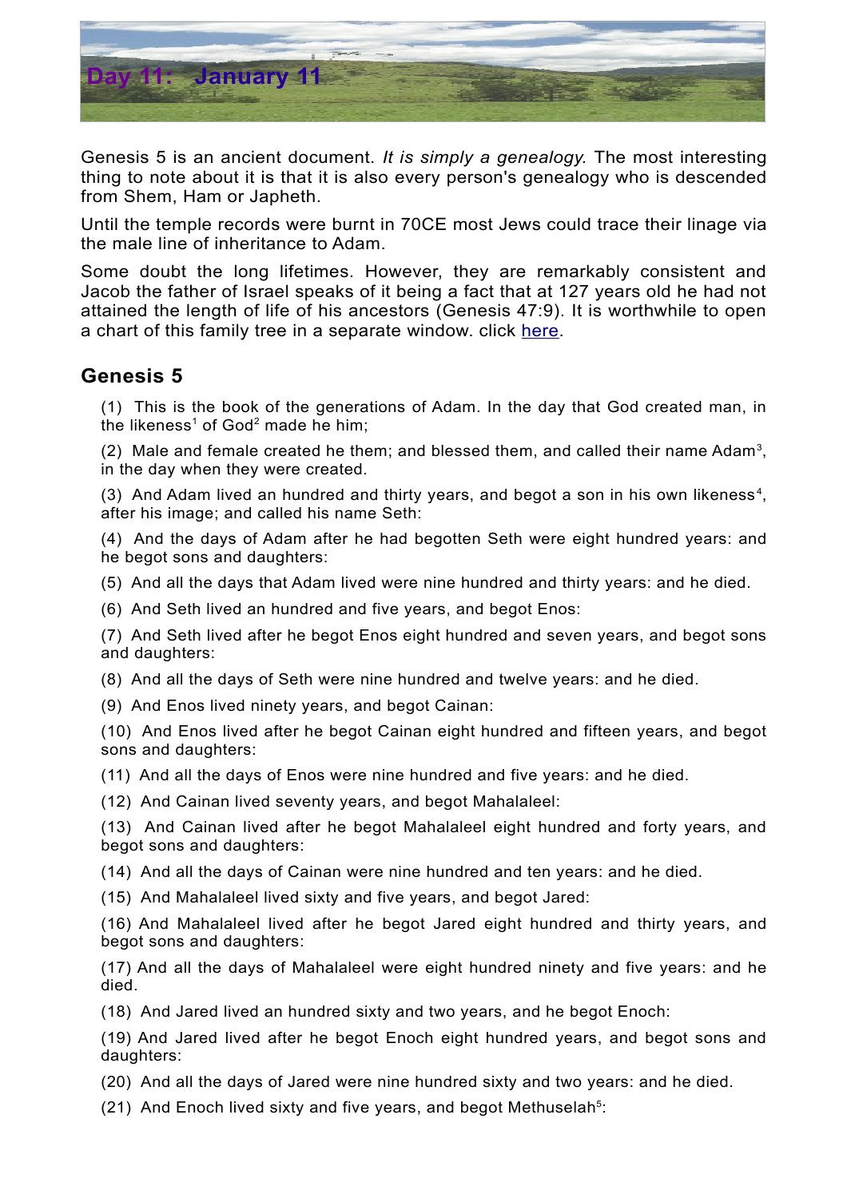# Day 11: January 11

Genesis 5 is an ancient document. *It is simply a genealogy.* The most interesting thing to note about it is that it is also every person's genealogy who is descended from Shem, Ham or Japheth.

Until the temple records were burnt in 70CE most Jews could trace their linage via the male line of inheritance to Adam.

Some doubt the long lifetimes. However, they are remarkably consistent and Jacob the father of Israel speaks of it being a fact that at 127 years old he had not attained the length of life of his ancestors (Genesis 47:9). It is worthwhile to open a chart of this family tree in a separate window. click [here].

## Genesis 5

(1) This is the book of the generations of Adam. In the day that God created man, in the likeness[1] of God[2] made he him;

(2) Male and female created he them; and blessed them, and called their name Adam[3], in the day when they were created.

(3) And Adam lived an hundred and thirty years, and begot a son in his own likeness[4], after his image; and called his name Seth:

(4) And the days of Adam after he had begotten Seth were eight hundred years: and he begot sons and daughters:

(5) And all the days that Adam lived were nine hundred and thirty years: and he died.

(6) And Seth lived an hundred and five years, and begot Enos:

(7) And Seth lived after he begot Enos eight hundred and seven years, and begot sons and daughters:

(8) And all the days of Seth were nine hundred and twelve years: and he died.

(9) And Enos lived ninety years, and begot Cainan:

(10) And Enos lived after he begot Cainan eight hundred and fifteen years, and begot sons and daughters:

(11) And all the days of Enos were nine hundred and five years: and he died.

(12) And Cainan lived seventy years, and begot Mahalaleel:

(13) And Cainan lived after he begot Mahalaleel eight hundred and forty years, and begot sons and daughters:

(14) And all the days of Cainan were nine hundred and ten years: and he died.

(15) And Mahalaleel lived sixty and five years, and begot Jared:

(16) And Mahalaleel lived after he begot Jared eight hundred and thirty years, and begot sons and daughters:

(17) And all the days of Mahalaleel were eight hundred ninety and five years: and he died.

(18) And Jared lived an hundred sixty and two years, and he begot Enoch:

(19) And Jared lived after he begot Enoch eight hundred years, and begot sons and daughters:

(20) And all the days of Jared were nine hundred sixty and two years: and he died.

(21) And Enoch lived sixty and five years, and begot Methuselah[5]: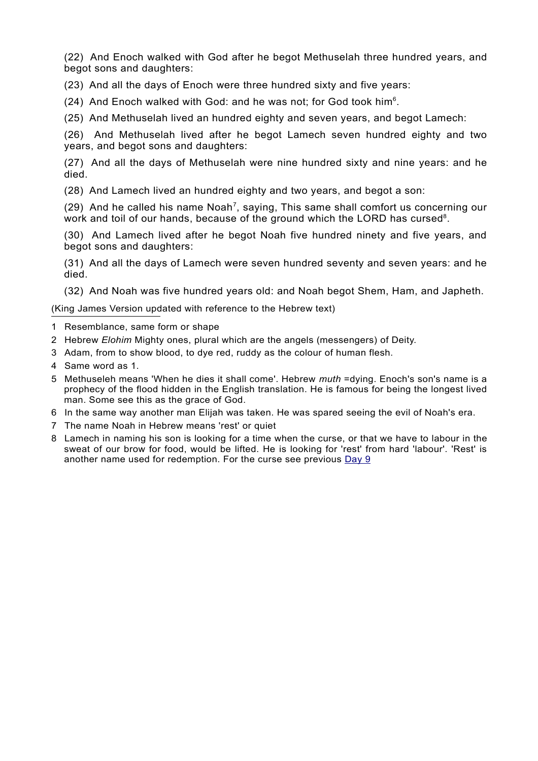(22) And Enoch walked with God after he begot Methuselah three hundred years, and begot sons and daughters:

(23) And all the days of Enoch were three hundred sixty and five years:

(24) And Enoch walked with God: and he was not; for God took him[6].

(25) And Methuselah lived an hundred eighty and seven years, and begot Lamech:

(26) And Methuselah lived after he begot Lamech seven hundred eighty and two years, and begot sons and daughters:

(27) And all the days of Methuselah were nine hundred sixty and nine years: and he died.

(28) And Lamech lived an hundred eighty and two years, and begot a son:

(29) And he called his name Noah[7], saying, This same shall comfort us concerning our work and toil of our hands, because of the ground which the LORD has cursed[8].

(30) And Lamech lived after he begot Noah five hundred ninety and five years, and begot sons and daughters:

(31) And all the days of Lamech were seven hundred seventy and seven years: and he died.

(32) And Noah was five hundred years old: and Noah begot Shem, Ham, and Japheth.

(King James Version updated with reference to the Hebrew text)

1 Resemblance, same form or shape
2 Hebrew *Elohim* Mighty ones, plural which are the angels (messengers) of Deity.
3 Adam, from to show blood, to dye red, ruddy as the colour of human flesh.
4 Same word as 1.
5 Methuseleh means 'When he dies it shall come'. Hebrew *muth* =dying. Enoch's son's name is a prophecy of the flood hidden in the English translation. He is famous for being the longest lived man. Some see this as the grace of God.
6 In the same way another man Elijah was taken. He was spared seeing the evil of Noah's era.
7 The name Noah in Hebrew means 'rest' or quiet
8 Lamech in naming his son is looking for a time when the curse, or that we have to labour in the sweat of our brow for food, would be lifted. He is looking for 'rest' from hard 'labour'. 'Rest' is another name used for redemption. For the curse see previous Day 9